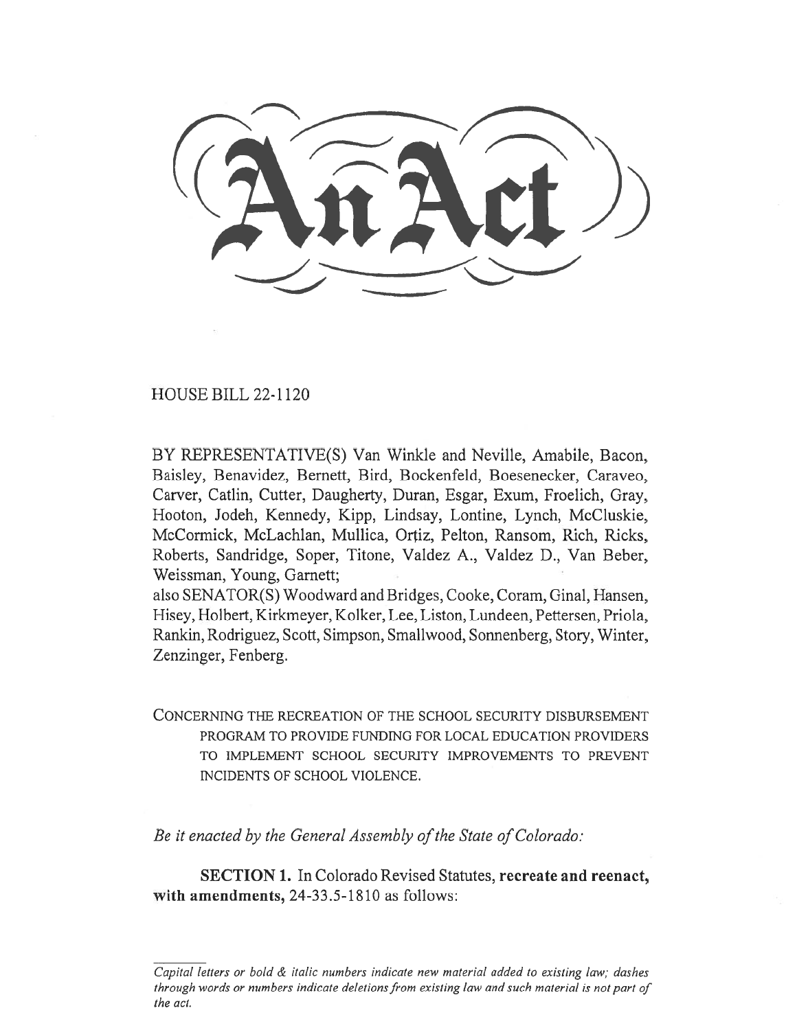# An Act

HOUSE BILL 22-1120

BY REPRESENTATIVE(S) Van Winkle and Neville, Amabile, Bacon, Baisley, Benavidez, Bernett, Bird, Bockenfeld, Boesenecker, Caraveo, Carver, Catlin, Cutter, Daugherty, Duran, Esgar, Exum, Froelich, Gray, Hooton, Jodeh, Kennedy, Kipp, Lindsay, Lontine, Lynch, McCluskie, McCormick, McLachlan, Mullica, Ortiz, Pelton, Ransom, Rich, Ricks, Roberts, Sandridge, Soper, Titone, Valdez A., Valdez D., Van Beber, Weissman, Young, Garnett;
also SENATOR(S) Woodward and Bridges, Cooke, Coram, Ginal, Hansen, Hisey, Holbert, Kirkmeyer, Kolker, Lee, Liston, Lundeen, Pettersen, Priola, Rankin, Rodriguez, Scott, Simpson, Smallwood, Sonnenberg, Story, Winter, Zenzinger, Fenberg.

CONCERNING THE RECREATION OF THE SCHOOL SECURITY DISBURSEMENT PROGRAM TO PROVIDE FUNDING FOR LOCAL EDUCATION PROVIDERS TO IMPLEMENT SCHOOL SECURITY IMPROVEMENTS TO PREVENT INCIDENTS OF SCHOOL VIOLENCE.

*Be it enacted by the General Assembly of the State of Colorado:*

**SECTION 1.** In Colorado Revised Statutes, **recreate and reenact, with amendments,** 24-33.5-1810 as follows:

*Capital letters or bold & italic numbers indicate new material added to existing law; dashes through words or numbers indicate deletions from existing law and such material is not part of the act.*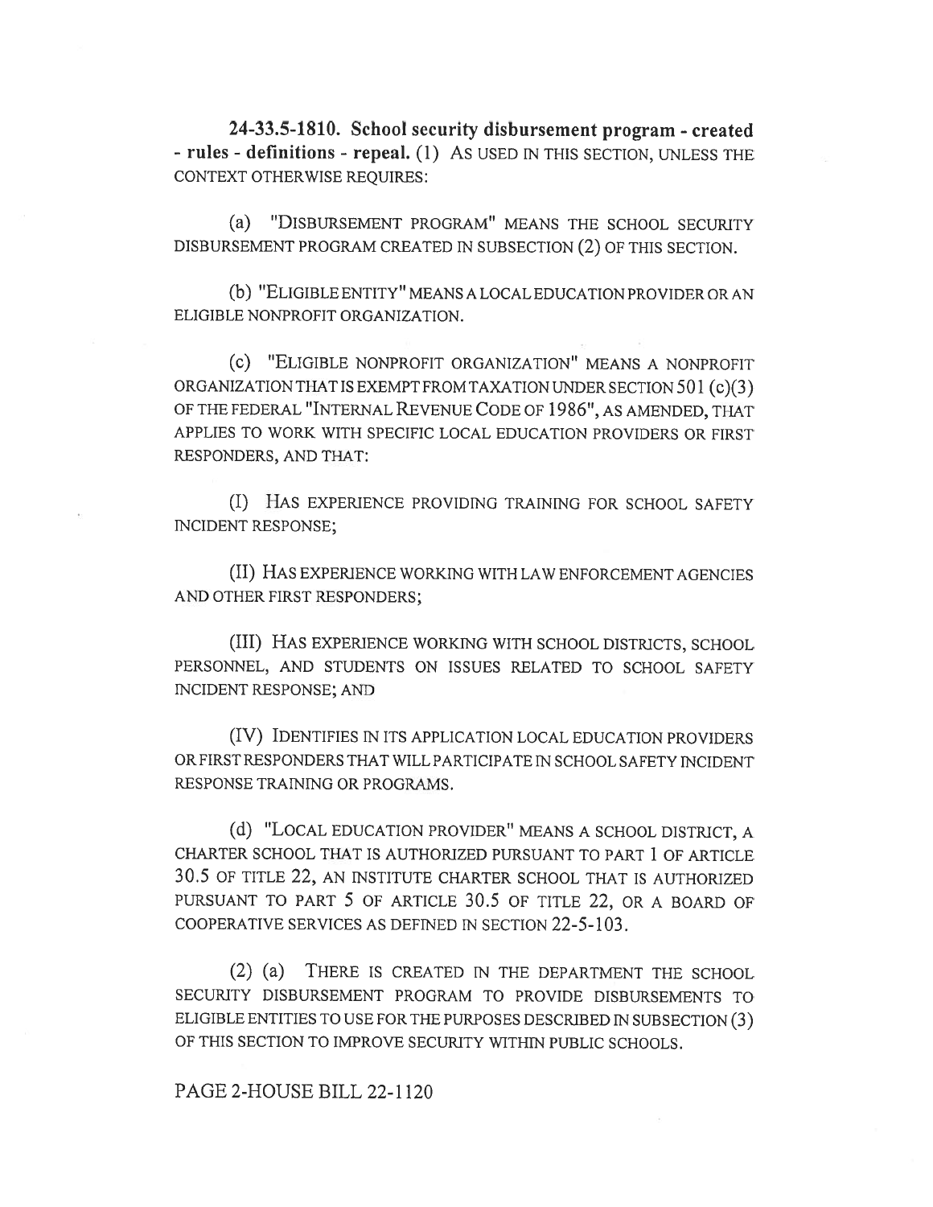**24-33.5-1810. School security disbursement program - created - rules - definitions - repeal.** (1) AS USED IN THIS SECTION, UNLESS THE CONTEXT OTHERWISE REQUIRES:

(a) "DISBURSEMENT PROGRAM" MEANS THE SCHOOL SECURITY DISBURSEMENT PROGRAM CREATED IN SUBSECTION (2) OF THIS SECTION.

(b) "ELIGIBLE ENTITY" MEANS A LOCAL EDUCATION PROVIDER OR AN ELIGIBLE NONPROFIT ORGANIZATION.

(c) "ELIGIBLE NONPROFIT ORGANIZATION" MEANS A NONPROFIT ORGANIZATION THAT IS EXEMPT FROM TAXATION UNDER SECTION 501 (c)(3) OF THE FEDERAL "INTERNAL REVENUE CODE OF 1986", AS AMENDED, THAT APPLIES TO WORK WITH SPECIFIC LOCAL EDUCATION PROVIDERS OR FIRST RESPONDERS, AND THAT:

(I) HAS EXPERIENCE PROVIDING TRAINING FOR SCHOOL SAFETY INCIDENT RESPONSE;

(II) HAS EXPERIENCE WORKING WITH LAW ENFORCEMENT AGENCIES AND OTHER FIRST RESPONDERS;

(III) HAS EXPERIENCE WORKING WITH SCHOOL DISTRICTS, SCHOOL PERSONNEL, AND STUDENTS ON ISSUES RELATED TO SCHOOL SAFETY INCIDENT RESPONSE; AND

(IV) IDENTIFIES IN ITS APPLICATION LOCAL EDUCATION PROVIDERS OR FIRST RESPONDERS THAT WILL PARTICIPATE IN SCHOOL SAFETY INCIDENT RESPONSE TRAINING OR PROGRAMS.

(d) "LOCAL EDUCATION PROVIDER" MEANS A SCHOOL DISTRICT, A CHARTER SCHOOL THAT IS AUTHORIZED PURSUANT TO PART 1 OF ARTICLE 30.5 OF TITLE 22, AN INSTITUTE CHARTER SCHOOL THAT IS AUTHORIZED PURSUANT TO PART 5 OF ARTICLE 30.5 OF TITLE 22, OR A BOARD OF COOPERATIVE SERVICES AS DEFINED IN SECTION 22-5-103.

(2) (a) THERE IS CREATED IN THE DEPARTMENT THE SCHOOL SECURITY DISBURSEMENT PROGRAM TO PROVIDE DISBURSEMENTS TO ELIGIBLE ENTITIES TO USE FOR THE PURPOSES DESCRIBED IN SUBSECTION (3) OF THIS SECTION TO IMPROVE SECURITY WITHIN PUBLIC SCHOOLS.

PAGE 2-HOUSE BILL 22-1120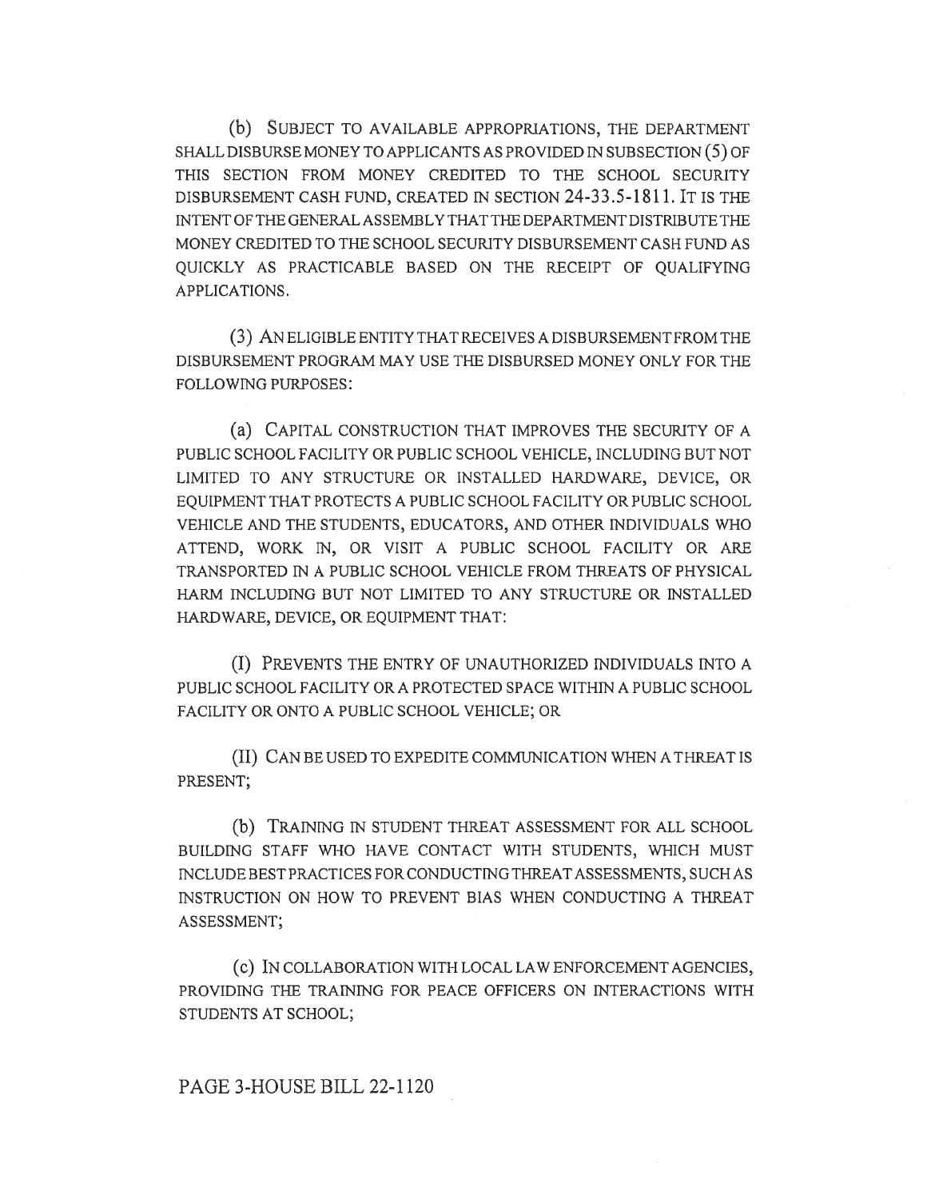(b) SUBJECT TO AVAILABLE APPROPRIATIONS, THE DEPARTMENT SHALL DISBURSE MONEY TO APPLICANTS AS PROVIDED IN SUBSECTION (5) OF THIS SECTION FROM MONEY CREDITED TO THE SCHOOL SECURITY DISBURSEMENT CASH FUND, CREATED IN SECTION 24-33.5-1811. IT IS THE INTENT OF THE GENERAL ASSEMBLY THAT THE DEPARTMENT DISTRIBUTE THE MONEY CREDITED TO THE SCHOOL SECURITY DISBURSEMENT CASH FUND AS QUICKLY AS PRACTICABLE BASED ON THE RECEIPT OF QUALIFYING APPLICATIONS.

(3) AN ELIGIBLE ENTITY THAT RECEIVES A DISBURSEMENT FROM THE DISBURSEMENT PROGRAM MAY USE THE DISBURSED MONEY ONLY FOR THE FOLLOWING PURPOSES:

(a) CAPITAL CONSTRUCTION THAT IMPROVES THE SECURITY OF A PUBLIC SCHOOL FACILITY OR PUBLIC SCHOOL VEHICLE, INCLUDING BUT NOT LIMITED TO ANY STRUCTURE OR INSTALLED HARDWARE, DEVICE, OR EQUIPMENT THAT PROTECTS A PUBLIC SCHOOL FACILITY OR PUBLIC SCHOOL VEHICLE AND THE STUDENTS, EDUCATORS, AND OTHER INDIVIDUALS WHO ATTEND, WORK IN, OR VISIT A PUBLIC SCHOOL FACILITY OR ARE TRANSPORTED IN A PUBLIC SCHOOL VEHICLE FROM THREATS OF PHYSICAL HARM INCLUDING BUT NOT LIMITED TO ANY STRUCTURE OR INSTALLED HARDWARE, DEVICE, OR EQUIPMENT THAT:

(I) PREVENTS THE ENTRY OF UNAUTHORIZED INDIVIDUALS INTO A PUBLIC SCHOOL FACILITY OR A PROTECTED SPACE WITHIN A PUBLIC SCHOOL FACILITY OR ONTO A PUBLIC SCHOOL VEHICLE; OR

(II) CAN BE USED TO EXPEDITE COMMUNICATION WHEN A THREAT IS PRESENT;

(b) TRAINING IN STUDENT THREAT ASSESSMENT FOR ALL SCHOOL BUILDING STAFF WHO HAVE CONTACT WITH STUDENTS, WHICH MUST INCLUDE BEST PRACTICES FOR CONDUCTING THREAT ASSESSMENTS, SUCH AS INSTRUCTION ON HOW TO PREVENT BIAS WHEN CONDUCTING A THREAT ASSESSMENT;

(c) IN COLLABORATION WITH LOCAL LAW ENFORCEMENT AGENCIES, PROVIDING THE TRAINING FOR PEACE OFFICERS ON INTERACTIONS WITH STUDENTS AT SCHOOL;

PAGE 3-HOUSE BILL 22-1120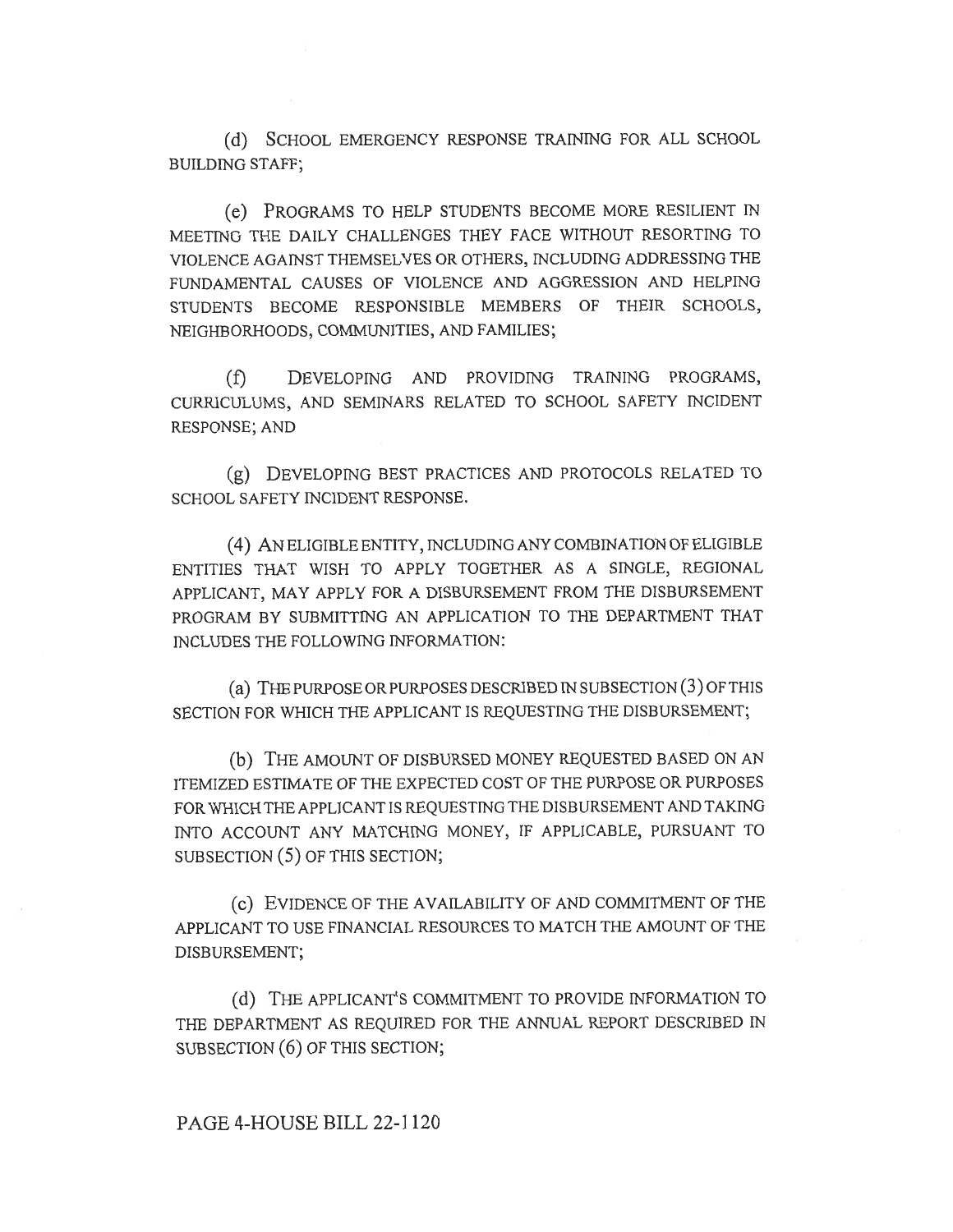(d) SCHOOL EMERGENCY RESPONSE TRAINING FOR ALL SCHOOL BUILDING STAFF;

(e) PROGRAMS TO HELP STUDENTS BECOME MORE RESILIENT IN MEETING THE DAILY CHALLENGES THEY FACE WITHOUT RESORTING TO VIOLENCE AGAINST THEMSELVES OR OTHERS, INCLUDING ADDRESSING THE FUNDAMENTAL CAUSES OF VIOLENCE AND AGGRESSION AND HELPING STUDENTS BECOME RESPONSIBLE MEMBERS OF THEIR SCHOOLS, NEIGHBORHOODS, COMMUNITIES, AND FAMILIES;

(f) DEVELOPING AND PROVIDING TRAINING PROGRAMS, CURRICULUMS, AND SEMINARS RELATED TO SCHOOL SAFETY INCIDENT RESPONSE; AND

(g) DEVELOPING BEST PRACTICES AND PROTOCOLS RELATED TO SCHOOL SAFETY INCIDENT RESPONSE.

(4) AN ELIGIBLE ENTITY, INCLUDING ANY COMBINATION OF ELIGIBLE ENTITIES THAT WISH TO APPLY TOGETHER AS A SINGLE, REGIONAL APPLICANT, MAY APPLY FOR A DISBURSEMENT FROM THE DISBURSEMENT PROGRAM BY SUBMITTING AN APPLICATION TO THE DEPARTMENT THAT INCLUDES THE FOLLOWING INFORMATION:

(a) THE PURPOSE OR PURPOSES DESCRIBED IN SUBSECTION (3) OF THIS SECTION FOR WHICH THE APPLICANT IS REQUESTING THE DISBURSEMENT;

(b) THE AMOUNT OF DISBURSED MONEY REQUESTED BASED ON AN ITEMIZED ESTIMATE OF THE EXPECTED COST OF THE PURPOSE OR PURPOSES FOR WHICH THE APPLICANT IS REQUESTING THE DISBURSEMENT AND TAKING INTO ACCOUNT ANY MATCHING MONEY, IF APPLICABLE, PURSUANT TO SUBSECTION (5) OF THIS SECTION;

(c) EVIDENCE OF THE AVAILABILITY OF AND COMMITMENT OF THE APPLICANT TO USE FINANCIAL RESOURCES TO MATCH THE AMOUNT OF THE DISBURSEMENT;

(d) THE APPLICANT'S COMMITMENT TO PROVIDE INFORMATION TO THE DEPARTMENT AS REQUIRED FOR THE ANNUAL REPORT DESCRIBED IN SUBSECTION (6) OF THIS SECTION;

PAGE 4-HOUSE BILL 22-1120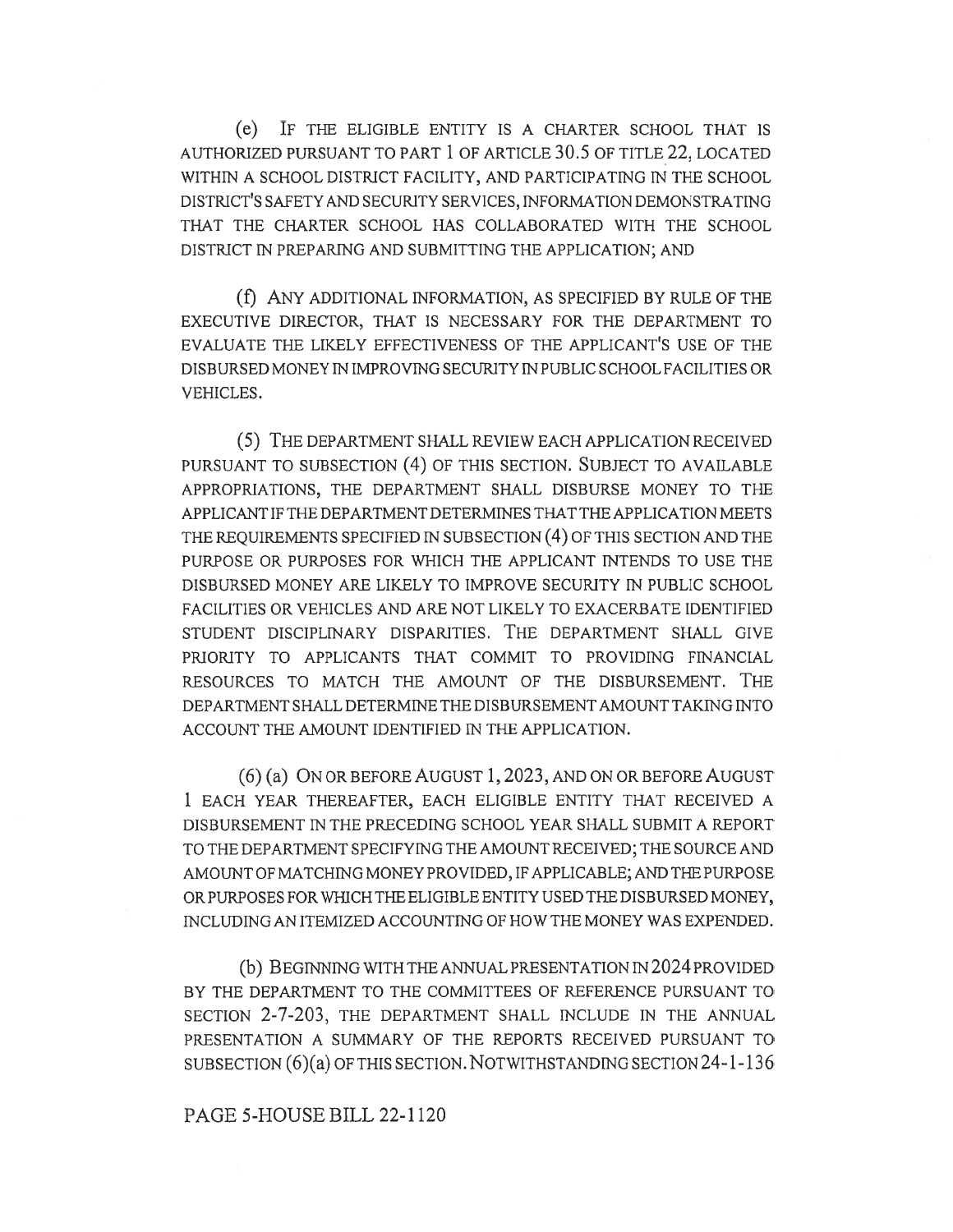(e) IF THE ELIGIBLE ENTITY IS A CHARTER SCHOOL THAT IS AUTHORIZED PURSUANT TO PART 1 OF ARTICLE 30.5 OF TITLE 22, LOCATED WITHIN A SCHOOL DISTRICT FACILITY, AND PARTICIPATING IN THE SCHOOL DISTRICT'S SAFETY AND SECURITY SERVICES, INFORMATION DEMONSTRATING THAT THE CHARTER SCHOOL HAS COLLABORATED WITH THE SCHOOL DISTRICT IN PREPARING AND SUBMITTING THE APPLICATION; AND

(f) ANY ADDITIONAL INFORMATION, AS SPECIFIED BY RULE OF THE EXECUTIVE DIRECTOR, THAT IS NECESSARY FOR THE DEPARTMENT TO EVALUATE THE LIKELY EFFECTIVENESS OF THE APPLICANT'S USE OF THE DISBURSED MONEY IN IMPROVING SECURITY IN PUBLIC SCHOOL FACILITIES OR VEHICLES.

(5) THE DEPARTMENT SHALL REVIEW EACH APPLICATION RECEIVED PURSUANT TO SUBSECTION (4) OF THIS SECTION. SUBJECT TO AVAILABLE APPROPRIATIONS, THE DEPARTMENT SHALL DISBURSE MONEY TO THE APPLICANT IF THE DEPARTMENT DETERMINES THAT THE APPLICATION MEETS THE REQUIREMENTS SPECIFIED IN SUBSECTION (4) OF THIS SECTION AND THE PURPOSE OR PURPOSES FOR WHICH THE APPLICANT INTENDS TO USE THE DISBURSED MONEY ARE LIKELY TO IMPROVE SECURITY IN PUBLIC SCHOOL FACILITIES OR VEHICLES AND ARE NOT LIKELY TO EXACERBATE IDENTIFIED STUDENT DISCIPLINARY DISPARITIES. THE DEPARTMENT SHALL GIVE PRIORITY TO APPLICANTS THAT COMMIT TO PROVIDING FINANCIAL RESOURCES TO MATCH THE AMOUNT OF THE DISBURSEMENT. THE DEPARTMENT SHALL DETERMINE THE DISBURSEMENT AMOUNT TAKING INTO ACCOUNT THE AMOUNT IDENTIFIED IN THE APPLICATION.

(6) (a) ON OR BEFORE AUGUST 1, 2023, AND ON OR BEFORE AUGUST 1 EACH YEAR THEREAFTER, EACH ELIGIBLE ENTITY THAT RECEIVED A DISBURSEMENT IN THE PRECEDING SCHOOL YEAR SHALL SUBMIT A REPORT TO THE DEPARTMENT SPECIFYING THE AMOUNT RECEIVED; THE SOURCE AND AMOUNT OF MATCHING MONEY PROVIDED, IF APPLICABLE; AND THE PURPOSE OR PURPOSES FOR WHICH THE ELIGIBLE ENTITY USED THE DISBURSED MONEY, INCLUDING AN ITEMIZED ACCOUNTING OF HOW THE MONEY WAS EXPENDED.

(b) BEGINNING WITH THE ANNUAL PRESENTATION IN 2024 PROVIDED BY THE DEPARTMENT TO THE COMMITTEES OF REFERENCE PURSUANT TO SECTION 2-7-203, THE DEPARTMENT SHALL INCLUDE IN THE ANNUAL PRESENTATION A SUMMARY OF THE REPORTS RECEIVED PURSUANT TO SUBSECTION (6)(a) OF THIS SECTION. NOTWITHSTANDING SECTION 24-1-136

PAGE 5-HOUSE BILL 22-1120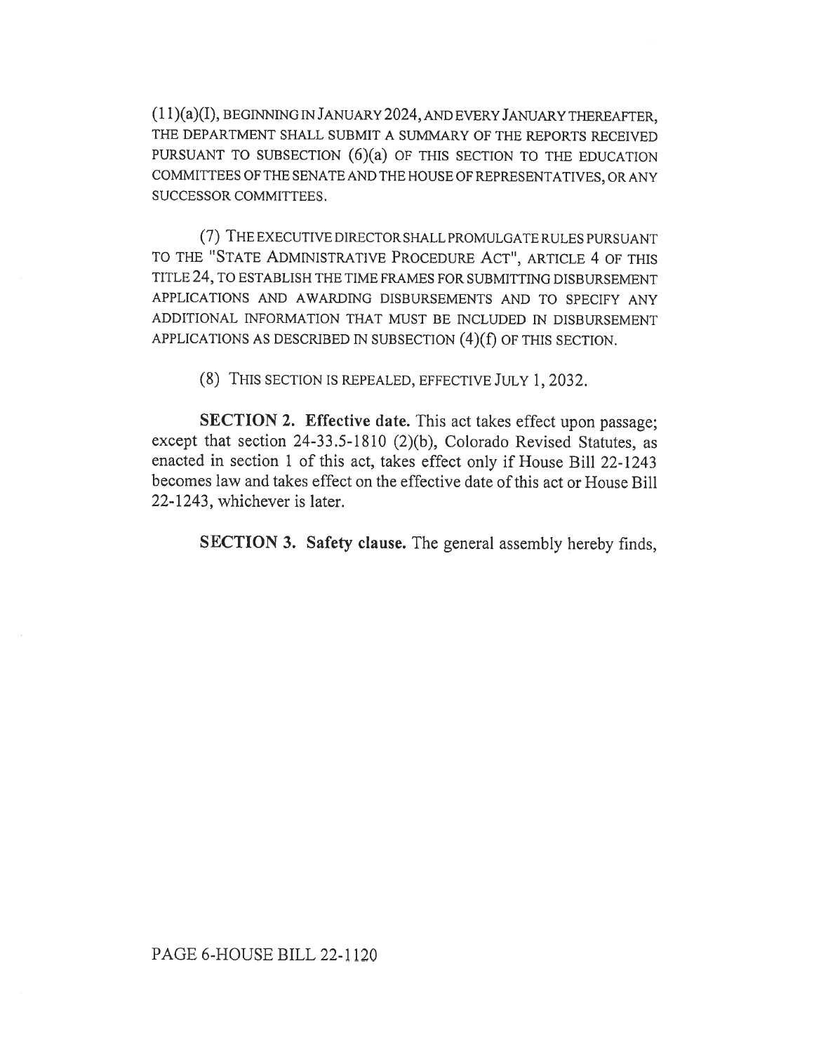(11)(a)(I), BEGINNING IN JANUARY 2024, AND EVERY JANUARY THEREAFTER, THE DEPARTMENT SHALL SUBMIT A SUMMARY OF THE REPORTS RECEIVED PURSUANT TO SUBSECTION (6)(a) OF THIS SECTION TO THE EDUCATION COMMITTEES OF THE SENATE AND THE HOUSE OF REPRESENTATIVES, OR ANY SUCCESSOR COMMITTEES.

(7) THE EXECUTIVE DIRECTOR SHALL PROMULGATE RULES PURSUANT TO THE "STATE ADMINISTRATIVE PROCEDURE ACT", ARTICLE 4 OF THIS TITLE 24, TO ESTABLISH THE TIME FRAMES FOR SUBMITTING DISBURSEMENT APPLICATIONS AND AWARDING DISBURSEMENTS AND TO SPECIFY ANY ADDITIONAL INFORMATION THAT MUST BE INCLUDED IN DISBURSEMENT APPLICATIONS AS DESCRIBED IN SUBSECTION (4)(f) OF THIS SECTION.

(8) THIS SECTION IS REPEALED, EFFECTIVE JULY 1, 2032.

**SECTION 2. Effective date.** This act takes effect upon passage; except that section 24-33.5-1810 (2)(b), Colorado Revised Statutes, as enacted in section 1 of this act, takes effect only if House Bill 22-1243 becomes law and takes effect on the effective date of this act or House Bill 22-1243, whichever is later.

**SECTION 3. Safety clause.** The general assembly hereby finds,

PAGE 6-HOUSE BILL 22-1120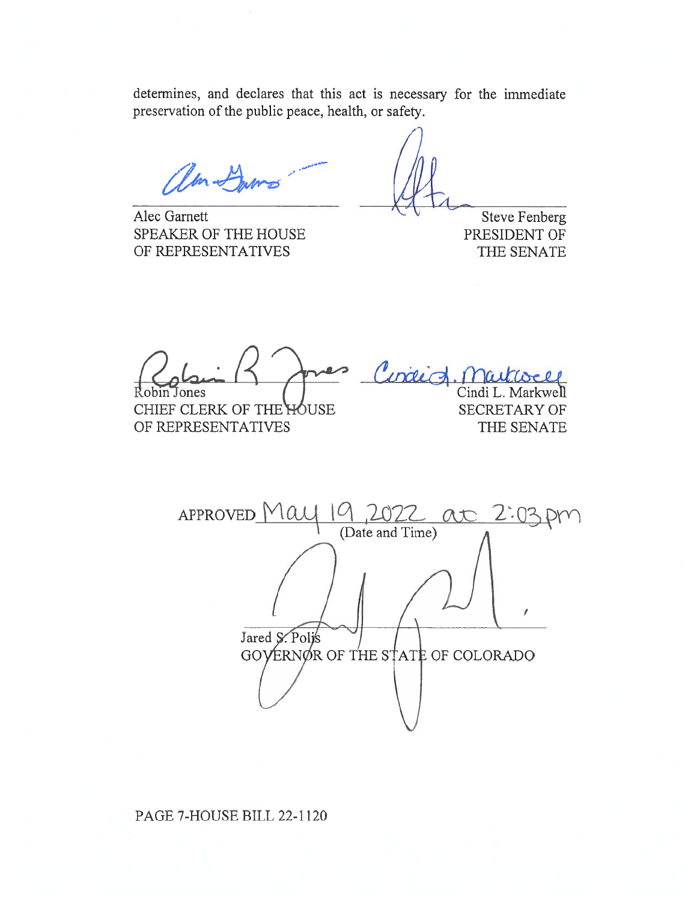determines, and declares that this act is necessary for the immediate preservation of the public peace, health, or safety.

Alec Garnett
SPEAKER OF THE HOUSE
OF REPRESENTATIVES

Steve Fenberg
PRESIDENT OF
THE SENATE

Robin Jones
CHIEF CLERK OF THE HOUSE
OF REPRESENTATIVES

Cindi L. Markwell
SECRETARY OF
THE SENATE

APPROVED May 19, 2022 at 2:03 pm
(Date and Time)

Jared S. Polis
GOVERNOR OF THE STATE OF COLORADO

PAGE 7-HOUSE BILL 22-1120